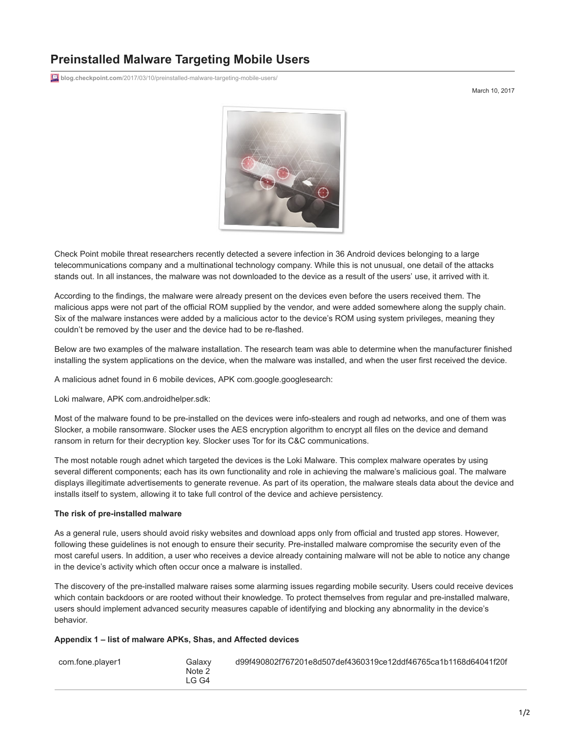# Preinstalled Malware Targeting Mobile Users

blog.checkpoint.com/2017/03/10/preinstalled-malware-targeting-mobile-users/

March 10, 2017

Check Point mobile threat researchers recently detected a severe infection in 36 Android devices belonging to a large telecommunications company and a multinational technology company. While this is not unusual, one detail of the attacks stands out. In all instances, the malware was not downloaded to the device as a result of the users' use, it arrived with it.

According to the findings, the malware were already present on the devices even before the users received them. The malicious apps were not part of the official ROM supplied by the vendor, and were added somewhere along the supply chain. Six of the malware instances were added by a malicious actor to the device's ROM using system privileges, meaning they couldn't be removed by the user and the device had to be re-flashed.

Below are two examples of the malware installation. The research team was able to determine when the manufacturer finished installing the system applications on the device, when the malware was installed, and when the user first received the device.

A malicious adnet found in 6 mobile devices, APK com.google.googlesearch:

Loki malware, APK com.androidhelper.sdk:

Most of the malware found to be pre-installed on the devices were info-stealers and rough ad networks, and one of them was Slocker, a mobile ransomware. Slocker uses the AES encryption algorithm to encrypt all files on the device and demand ransom in return for their decryption key. Slocker uses Tor for its C&C communications.

The most notable rough adnet which targeted the devices is the Loki Malware. This complex malware operates by using several different components; each has its own functionality and role in achieving the malware's malicious goal. The malware displays illegitimate advertisements to generate revenue. As part of its operation, the malware steals data about the device and installs itself to system, allowing it to take full control of the device and achieve persistency.

**The risk of pre-installed malware**

As a general rule, users should avoid risky websites and download apps only from official and trusted app stores. However, following these guidelines is not enough to ensure their security. Pre-installed malware compromise the security even of the most careful users. In addition, a user who receives a device already containing malware will not be able to notice any change in the device's activity which often occur once a malware is installed.

The discovery of the pre-installed malware raises some alarming issues regarding mobile security. Users could receive devices which contain backdoors or are rooted without their knowledge. To protect themselves from regular and pre-installed malware, users should implement advanced security measures capable of identifying and blocking any abnormality in the device's behavior.

**Appendix 1 – list of malware APKs, Shas, and Affected devices**

| | | |
|---|---|---|
| com.fone.player1 | Galaxy Note 2<br>LG G4 | d99f490802f767201e8d507def4360319ce12ddf46765ca1b1168d64041f20f |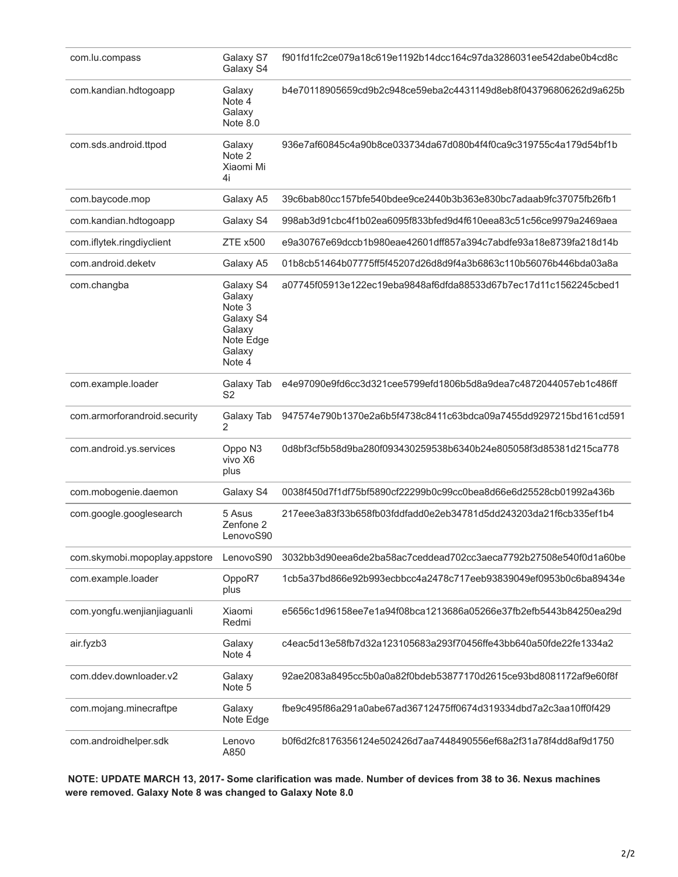| | | |
|---|---|---|
| com.lu.compass | Galaxy S7 Galaxy S4 | f901fd1fc2ce079a18c619e1192b14dcc164c97da3286031ee542dabe0b4cd8c |
| com.kandian.hdtogoapp | Galaxy Note 4 Galaxy Note 8.0 | b4e70118905659cd9b2c948ce59eba2c4431149d8eb8f043796806262d9a625b |
| com.sds.android.ttpod | Galaxy Note 2 Xiaomi Mi 4i | 936e7af60845c4a90b8ce033734da67d080b4f4f0ca9c319755c4a179d54bf1b |
| com.baycode.mop | Galaxy A5 | 39c6bab80cc157bfe540bdee9ce2440b3b363e830bc7adaab9fc37075fb26fb1 |
| com.kandian.hdtogoapp | Galaxy S4 | 998ab3d91cbc4f1b02ea6095f833bfed9d4f610eea83c51c56ce9979a2469aea |
| com.iflytek.ringdiyclient | ZTE x500 | e9a30767e69dccb1b980eae42601dff857a394c7abdfe93a18e8739fa218d14b |
| com.android.deketv | Galaxy A5 | 01b8cb51464b07775ff5f45207d26d8d9f4a3b6863c110b56076b446bda03a8a |
| com.changba | Galaxy S4 Galaxy Note 3 Galaxy S4 Galaxy Note Edge Galaxy Note 4 | a07745f05913e122ec19eba9848af6dfda88533d67b7ec17d11c1562245cbed1 |
| com.example.loader | Galaxy Tab S2 | e4e97090e9fd6cc3d321cee5799efd1806b5d8a9dea7c4872044057eb1c486ff |
| com.armorforandroid.security | Galaxy Tab 2 | 947574e790b1370e2a6b5f4738c8411c63bdca09a7455dd9297215bd161cd591 |
| com.android.ys.services | Oppo N3 vivo X6 plus | 0d8bf3cf5b58d9ba280f093430259538b6340b24e805058f3d85381d215ca778 |
| com.mobogenie.daemon | Galaxy S4 | 0038f450d7f1df75bf5890cf22299b0c99cc0bea8d66e6d25528cb01992a436b |
| com.google.googlesearch | 5 Asus Zenfone 2 LenovoS90 | 217eee3a83f33b658fb03fddfadd0e2eb34781d5dd243203da21f6cb335ef1b4 |
| com.skymobi.mopoplay.appstore | LenovoS90 | 3032bb3d90eea6de2ba58ac7ceddead702cc3aeca7792b27508e540f0d1a60be |
| com.example.loader | OppoR7 plus | 1cb5a37bd866e92b993ecbbcc4a2478c717eeb93839049ef0953b0c6ba89434e |
| com.yongfu.wenjianjiaguanli | Xiaomi Redmi | e5656c1d96158ee7e1a94f08bca1213686a05266e37fb2efb5443b84250ea29d |
| air.fyzb3 | Galaxy Note 4 | c4eac5d13e58fb7d32a123105683a293f70456ffe43bb640a50fde22fe1334a2 |
| com.ddev.downloader.v2 | Galaxy Note 5 | 92ae2083a8495cc5b0a0a82f0bdeb53877170d2615ce93bd8081172af9e60f8f |
| com.mojang.minecraftpe | Galaxy Note Edge | fbe9c495f86a291a0abe67ad36712475ff0674d319334dbd7a2c3aa10ff0f429 |
| com.androidhelper.sdk | Lenovo A850 | b0f6d2fc8176356124e502426d7aa7448490556ef68a2f31a78f4dd8af9d1750 |

**NOTE: UPDATE MARCH 13, 2017- Some clarification was made. Number of devices from 38 to 36. Nexus machines were removed. Galaxy Note 8 was changed to Galaxy Note 8.0**